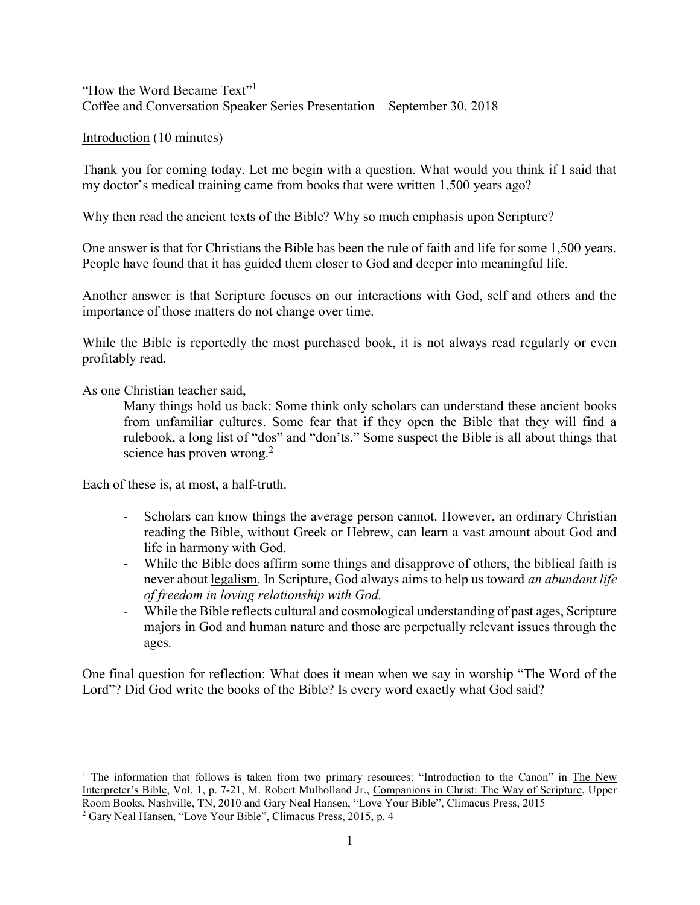"How the Word Became Text"[1]

Coffee and Conversation Speaker Series Presentation – September 30, 2018

<u>Introduction</u> (10 minutes)

Thank you for coming today. Let me begin with a question. What would you think if I said that my doctor's medical training came from books that were written 1,500 years ago?

Why then read the ancient texts of the Bible? Why so much emphasis upon Scripture?

One answer is that for Christians the Bible has been the rule of faith and life for some 1,500 years. People have found that it has guided them closer to God and deeper into meaningful life.

Another answer is that Scripture focuses on our interactions with God, self and others and the importance of those matters do not change over time.

While the Bible is reportedly the most purchased book, it is not always read regularly or even profitably read.

As one Christian teacher said,

> Many things hold us back: Some think only scholars can understand these ancient books from unfamiliar cultures. Some fear that if they open the Bible that they will find a rulebook, a long list of "dos" and "don'ts." Some suspect the Bible is all about things that science has proven wrong.[2]

Each of these is, at most, a half-truth.

- Scholars can know things the average person cannot. However, an ordinary Christian reading the Bible, without Greek or Hebrew, can learn a vast amount about God and life in harmony with God.
- While the Bible does affirm some things and disapprove of others, the biblical faith is never about <u>legalism</u>. In Scripture, God always aims to help us toward *an abundant life of freedom in loving relationship with God.*
- While the Bible reflects cultural and cosmological understanding of past ages, Scripture majors in God and human nature and those are perpetually relevant issues through the ages.

One final question for reflection: What does it mean when we say in worship "The Word of the Lord"? Did God write the books of the Bible? Is every word exactly what God said?

---

[1] The information that follows is taken from two primary resources: "Introduction to the Canon" in <u>The New Interpreter's Bible</u>, Vol. 1, p. 7-21, M. Robert Mulholland Jr., <u>Companions in Christ: The Way of Scripture</u>, Upper Room Books, Nashville, TN, 2010 and Gary Neal Hansen, "Love Your Bible", Climacus Press, 2015

[2] Gary Neal Hansen, "Love Your Bible", Climacus Press, 2015, p. 4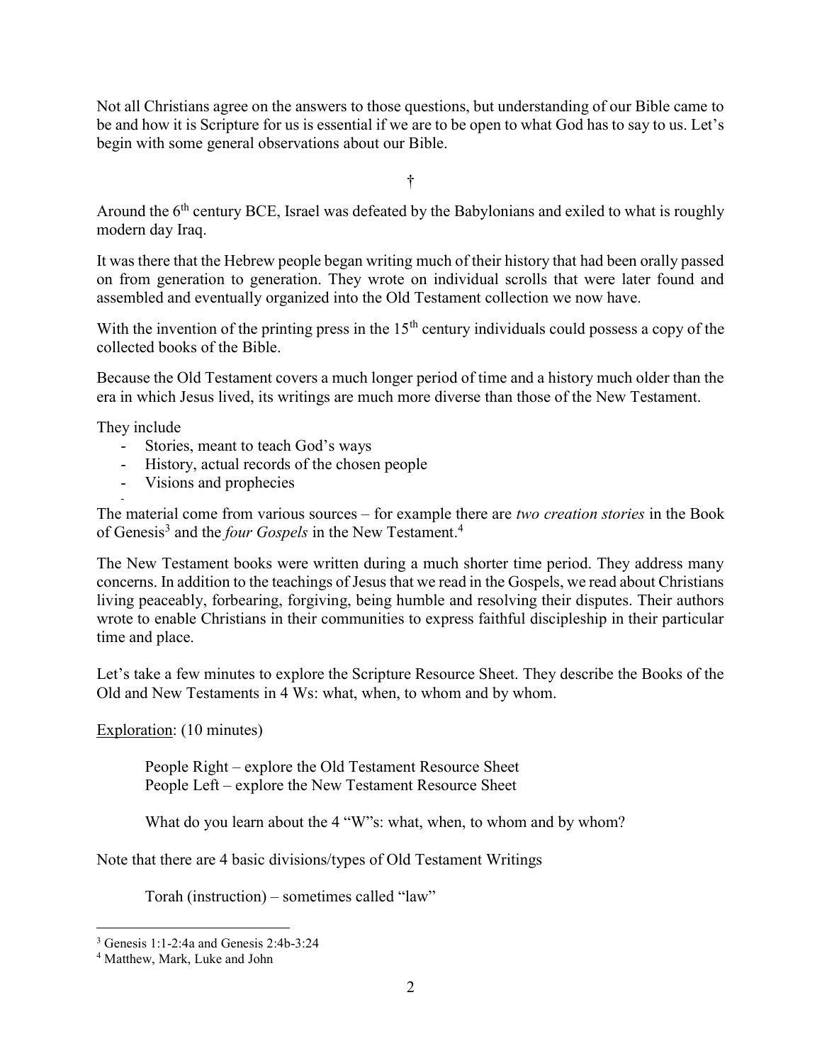Not all Christians agree on the answers to those questions, but understanding of our Bible came to be and how it is Scripture for us is essential if we are to be open to what God has to say to us. Let's begin with some general observations about our Bible.

†

Around the 6th century BCE, Israel was defeated by the Babylonians and exiled to what is roughly modern day Iraq.

It was there that the Hebrew people began writing much of their history that had been orally passed on from generation to generation. They wrote on individual scrolls that were later found and assembled and eventually organized into the Old Testament collection we now have.

With the invention of the printing press in the 15th century individuals could possess a copy of the collected books of the Bible.

Because the Old Testament covers a much longer period of time and a history much older than the era in which Jesus lived, its writings are much more diverse than those of the New Testament.

They include

- Stories, meant to teach God's ways
- History, actual records of the chosen people
- Visions and prophecies
- 

The material come from various sources – for example there are *two creation stories* in the Book of Genesis[3] and the *four Gospels* in the New Testament.[4]

The New Testament books were written during a much shorter time period. They address many concerns. In addition to the teachings of Jesus that we read in the Gospels, we read about Christians living peaceably, forbearing, forgiving, being humble and resolving their disputes. Their authors wrote to enable Christians in their communities to express faithful discipleship in their particular time and place.

Let's take a few minutes to explore the Scripture Resource Sheet. They describe the Books of the Old and New Testaments in 4 Ws: what, when, to whom and by whom.

<u>Exploration</u>: (10 minutes)

> People Right – explore the Old Testament Resource Sheet
> People Left – explore the New Testament Resource Sheet
>
> What do you learn about the 4 "W"s: what, when, to whom and by whom?

Note that there are 4 basic divisions/types of Old Testament Writings

> Torah (instruction) – sometimes called "law"

---

[3] Genesis 1:1-2:4a and Genesis 2:4b-3:24

[4] Matthew, Mark, Luke and John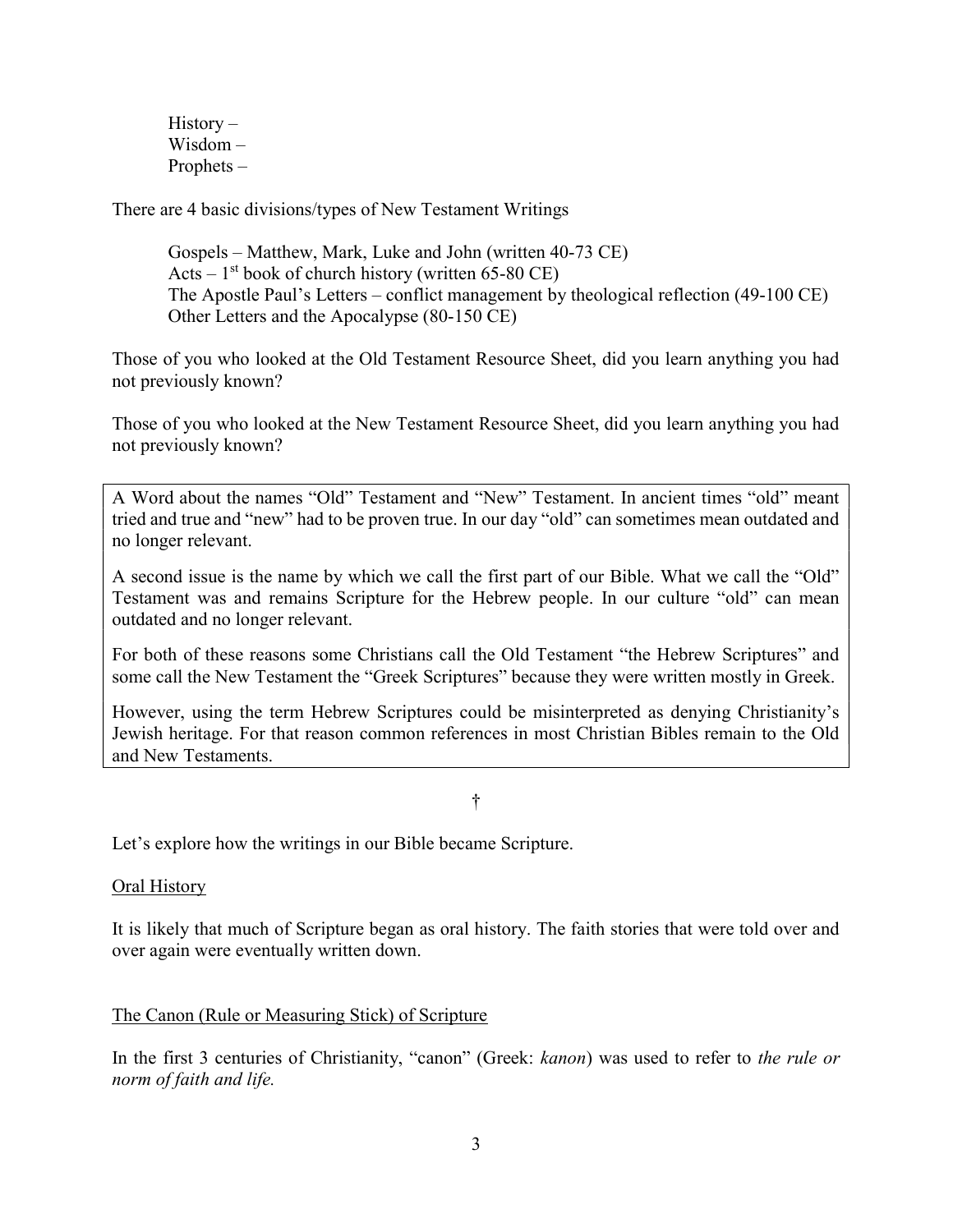History –
Wisdom –
Prophets –

There are 4 basic divisions/types of New Testament Writings

Gospels – Matthew, Mark, Luke and John (written 40-73 CE)
Acts – 1st book of church history (written 65-80 CE)
The Apostle Paul's Letters – conflict management by theological reflection (49-100 CE)
Other Letters and the Apocalypse (80-150 CE)

Those of you who looked at the Old Testament Resource Sheet, did you learn anything you had not previously known?

Those of you who looked at the New Testament Resource Sheet, did you learn anything you had not previously known?

A Word about the names "Old" Testament and "New" Testament. In ancient times "old" meant tried and true and "new" had to be proven true. In our day "old" can sometimes mean outdated and no longer relevant.

A second issue is the name by which we call the first part of our Bible. What we call the "Old" Testament was and remains Scripture for the Hebrew people. In our culture "old" can mean outdated and no longer relevant.

For both of these reasons some Christians call the Old Testament "the Hebrew Scriptures" and some call the New Testament the "Greek Scriptures" because they were written mostly in Greek.

However, using the term Hebrew Scriptures could be misinterpreted as denying Christianity's Jewish heritage. For that reason common references in most Christian Bibles remain to the Old and New Testaments.

†

Let's explore how the writings in our Bible became Scripture.

<u>Oral History</u>

It is likely that much of Scripture began as oral history. The faith stories that were told over and over again were eventually written down.

<u>The Canon (Rule or Measuring Stick) of Scripture</u>

In the first 3 centuries of Christianity, "canon" (Greek: *kanon*) was used to refer to *the rule or norm of faith and life.*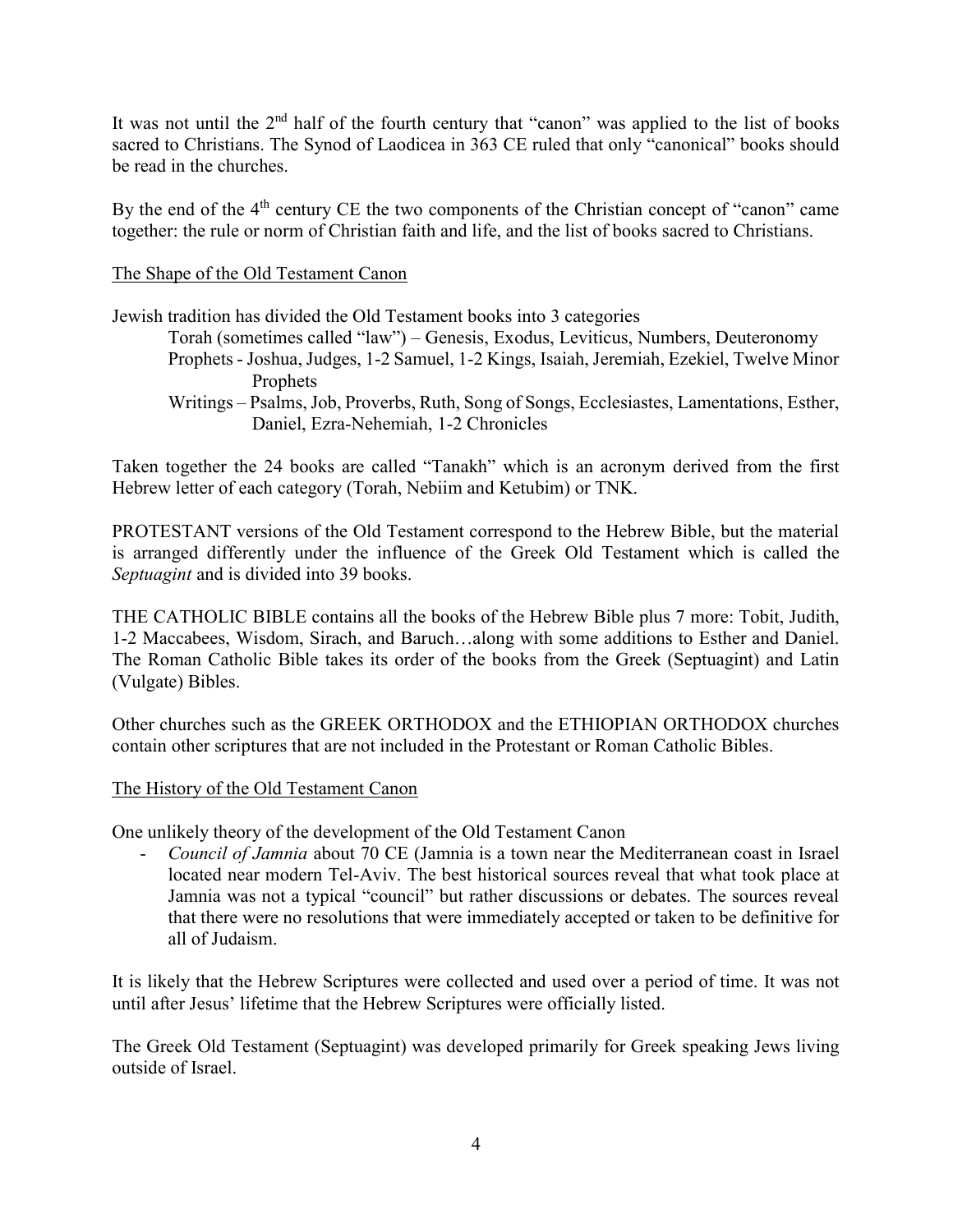It was not until the 2nd half of the fourth century that "canon" was applied to the list of books sacred to Christians. The Synod of Laodicea in 363 CE ruled that only "canonical" books should be read in the churches.

By the end of the 4th century CE the two components of the Christian concept of "canon" came together: the rule or norm of Christian faith and life, and the list of books sacred to Christians.

## The Shape of the Old Testament Canon

Jewish tradition has divided the Old Testament books into 3 categories

> Torah (sometimes called "law") – Genesis, Exodus, Leviticus, Numbers, Deuteronomy
>
> Prophets - Joshua, Judges, 1-2 Samuel, 1-2 Kings, Isaiah, Jeremiah, Ezekiel, Twelve Minor Prophets
>
> Writings – Psalms, Job, Proverbs, Ruth, Song of Songs, Ecclesiastes, Lamentations, Esther, Daniel, Ezra-Nehemiah, 1-2 Chronicles

Taken together the 24 books are called "Tanakh" which is an acronym derived from the first Hebrew letter of each category (Torah, Nebiim and Ketubim) or TNK.

PROTESTANT versions of the Old Testament correspond to the Hebrew Bible, but the material is arranged differently under the influence of the Greek Old Testament which is called the *Septuagint* and is divided into 39 books.

THE CATHOLIC BIBLE contains all the books of the Hebrew Bible plus 7 more: Tobit, Judith, 1-2 Maccabees, Wisdom, Sirach, and Baruch…along with some additions to Esther and Daniel. The Roman Catholic Bible takes its order of the books from the Greek (Septuagint) and Latin (Vulgate) Bibles.

Other churches such as the GREEK ORTHODOX and the ETHIOPIAN ORTHODOX churches contain other scriptures that are not included in the Protestant or Roman Catholic Bibles.

## The History of the Old Testament Canon

One unlikely theory of the development of the Old Testament Canon

- *Council of Jamnia* about 70 CE (Jamnia is a town near the Mediterranean coast in Israel located near modern Tel-Aviv. The best historical sources reveal that what took place at Jamnia was not a typical "council" but rather discussions or debates. The sources reveal that there were no resolutions that were immediately accepted or taken to be definitive for all of Judaism.

It is likely that the Hebrew Scriptures were collected and used over a period of time. It was not until after Jesus' lifetime that the Hebrew Scriptures were officially listed.

The Greek Old Testament (Septuagint) was developed primarily for Greek speaking Jews living outside of Israel.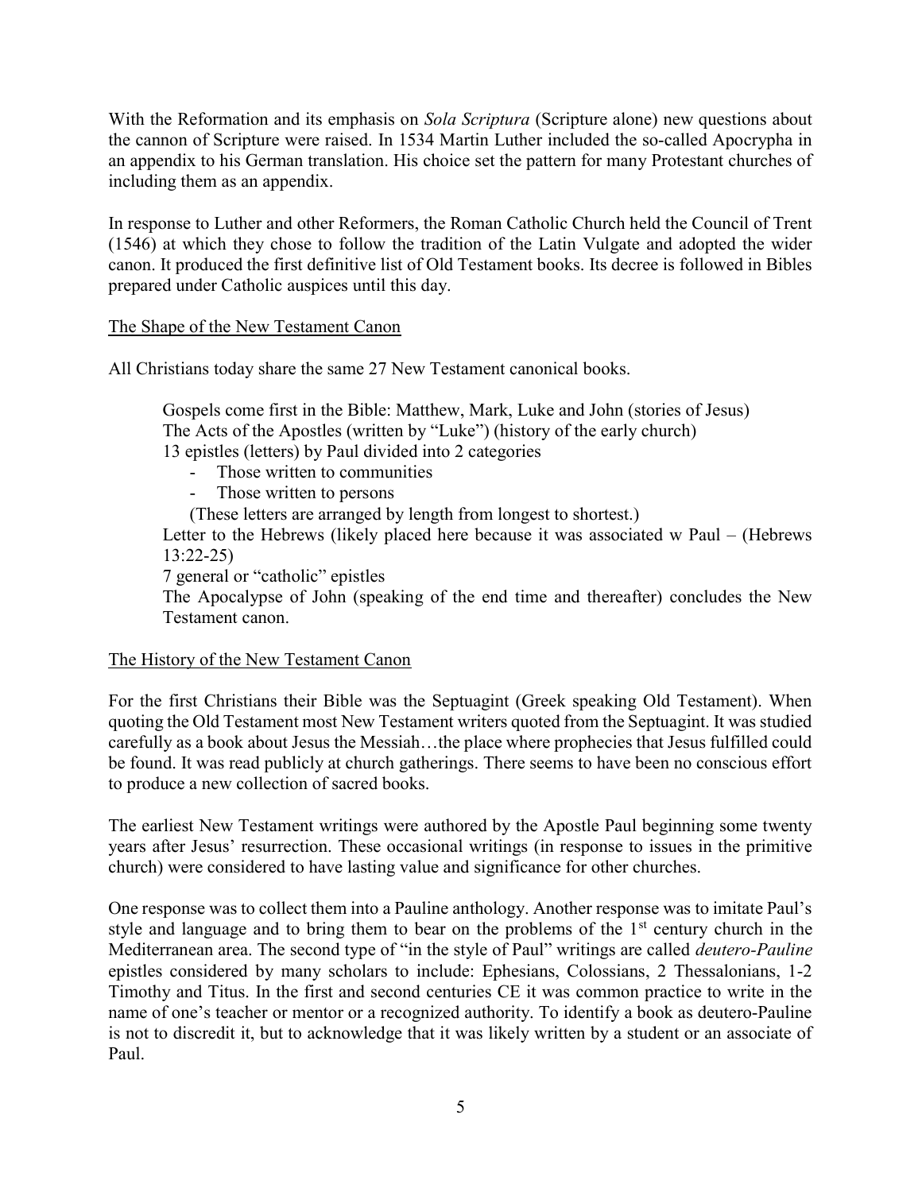With the Reformation and its emphasis on *Sola Scriptura* (Scripture alone) new questions about the cannon of Scripture were raised. In 1534 Martin Luther included the so-called Apocrypha in an appendix to his German translation. His choice set the pattern for many Protestant churches of including them as an appendix.

In response to Luther and other Reformers, the Roman Catholic Church held the Council of Trent (1546) at which they chose to follow the tradition of the Latin Vulgate and adopted the wider canon. It produced the first definitive list of Old Testament books. Its decree is followed in Bibles prepared under Catholic auspices until this day.

<u>The Shape of the New Testament Canon</u>

All Christians today share the same 27 New Testament canonical books.

> Gospels come first in the Bible: Matthew, Mark, Luke and John (stories of Jesus)
> The Acts of the Apostles (written by "Luke") (history of the early church)
> 13 epistles (letters) by Paul divided into 2 categories
> - Those written to communities
> - Those written to persons
>
> (These letters are arranged by length from longest to shortest.)
> Letter to the Hebrews (likely placed here because it was associated w Paul – (Hebrews 13:22-25)
> 7 general or "catholic" epistles
> The Apocalypse of John (speaking of the end time and thereafter) concludes the New Testament canon.

<u>The History of the New Testament Canon</u>

For the first Christians their Bible was the Septuagint (Greek speaking Old Testament). When quoting the Old Testament most New Testament writers quoted from the Septuagint. It was studied carefully as a book about Jesus the Messiah…the place where prophecies that Jesus fulfilled could be found. It was read publicly at church gatherings. There seems to have been no conscious effort to produce a new collection of sacred books.

The earliest New Testament writings were authored by the Apostle Paul beginning some twenty years after Jesus' resurrection. These occasional writings (in response to issues in the primitive church) were considered to have lasting value and significance for other churches.

One response was to collect them into a Pauline anthology. Another response was to imitate Paul's style and language and to bring them to bear on the problems of the 1st century church in the Mediterranean area. The second type of "in the style of Paul" writings are called *deutero-Pauline* epistles considered by many scholars to include: Ephesians, Colossians, 2 Thessalonians, 1-2 Timothy and Titus. In the first and second centuries CE it was common practice to write in the name of one's teacher or mentor or a recognized authority. To identify a book as deutero-Pauline is not to discredit it, but to acknowledge that it was likely written by a student or an associate of Paul.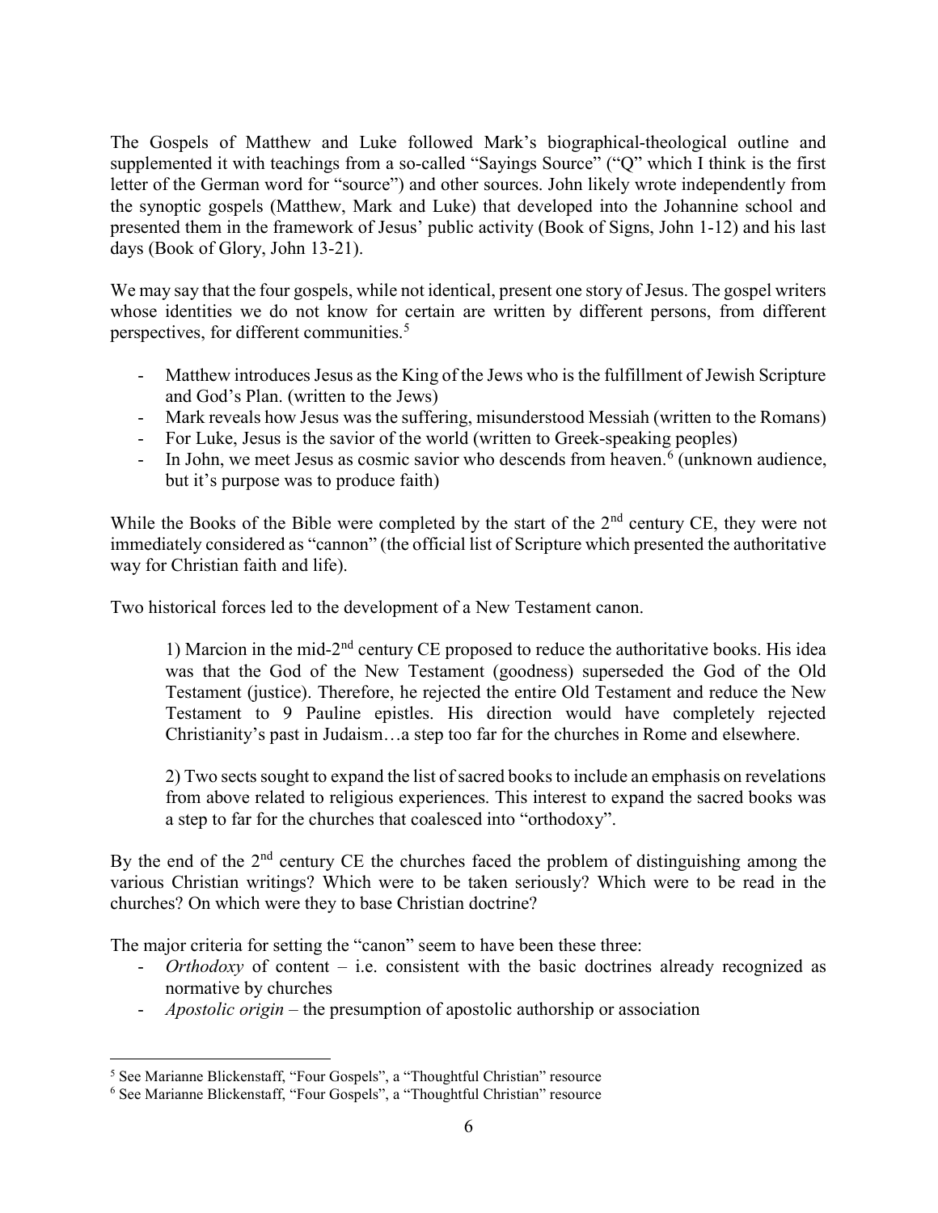The Gospels of Matthew and Luke followed Mark's biographical-theological outline and supplemented it with teachings from a so-called "Sayings Source" ("Q" which I think is the first letter of the German word for "source") and other sources. John likely wrote independently from the synoptic gospels (Matthew, Mark and Luke) that developed into the Johannine school and presented them in the framework of Jesus' public activity (Book of Signs, John 1-12) and his last days (Book of Glory, John 13-21).

We may say that the four gospels, while not identical, present one story of Jesus. The gospel writers whose identities we do not know for certain are written by different persons, from different perspectives, for different communities.[5]

- Matthew introduces Jesus as the King of the Jews who is the fulfillment of Jewish Scripture and God's Plan. (written to the Jews)
- Mark reveals how Jesus was the suffering, misunderstood Messiah (written to the Romans)
- For Luke, Jesus is the savior of the world (written to Greek-speaking peoples)
- In John, we meet Jesus as cosmic savior who descends from heaven.[6] (unknown audience, but it's purpose was to produce faith)

While the Books of the Bible were completed by the start of the 2nd century CE, they were not immediately considered as "cannon" (the official list of Scripture which presented the authoritative way for Christian faith and life).

Two historical forces led to the development of a New Testament canon.

> 1) Marcion in the mid-2nd century CE proposed to reduce the authoritative books. His idea was that the God of the New Testament (goodness) superseded the God of the Old Testament (justice). Therefore, he rejected the entire Old Testament and reduce the New Testament to 9 Pauline epistles. His direction would have completely rejected Christianity's past in Judaism…a step too far for the churches in Rome and elsewhere.
>
> 2) Two sects sought to expand the list of sacred books to include an emphasis on revelations from above related to religious experiences. This interest to expand the sacred books was a step to far for the churches that coalesced into "orthodoxy".

By the end of the 2nd century CE the churches faced the problem of distinguishing among the various Christian writings? Which were to be taken seriously? Which were to be read in the churches? On which were they to base Christian doctrine?

The major criteria for setting the "canon" seem to have been these three:

- *Orthodoxy* of content – i.e. consistent with the basic doctrines already recognized as normative by churches
- *Apostolic origin* – the presumption of apostolic authorship or association

---

[5] See Marianne Blickenstaff, "Four Gospels", a "Thoughtful Christian" resource

[6] See Marianne Blickenstaff, "Four Gospels", a "Thoughtful Christian" resource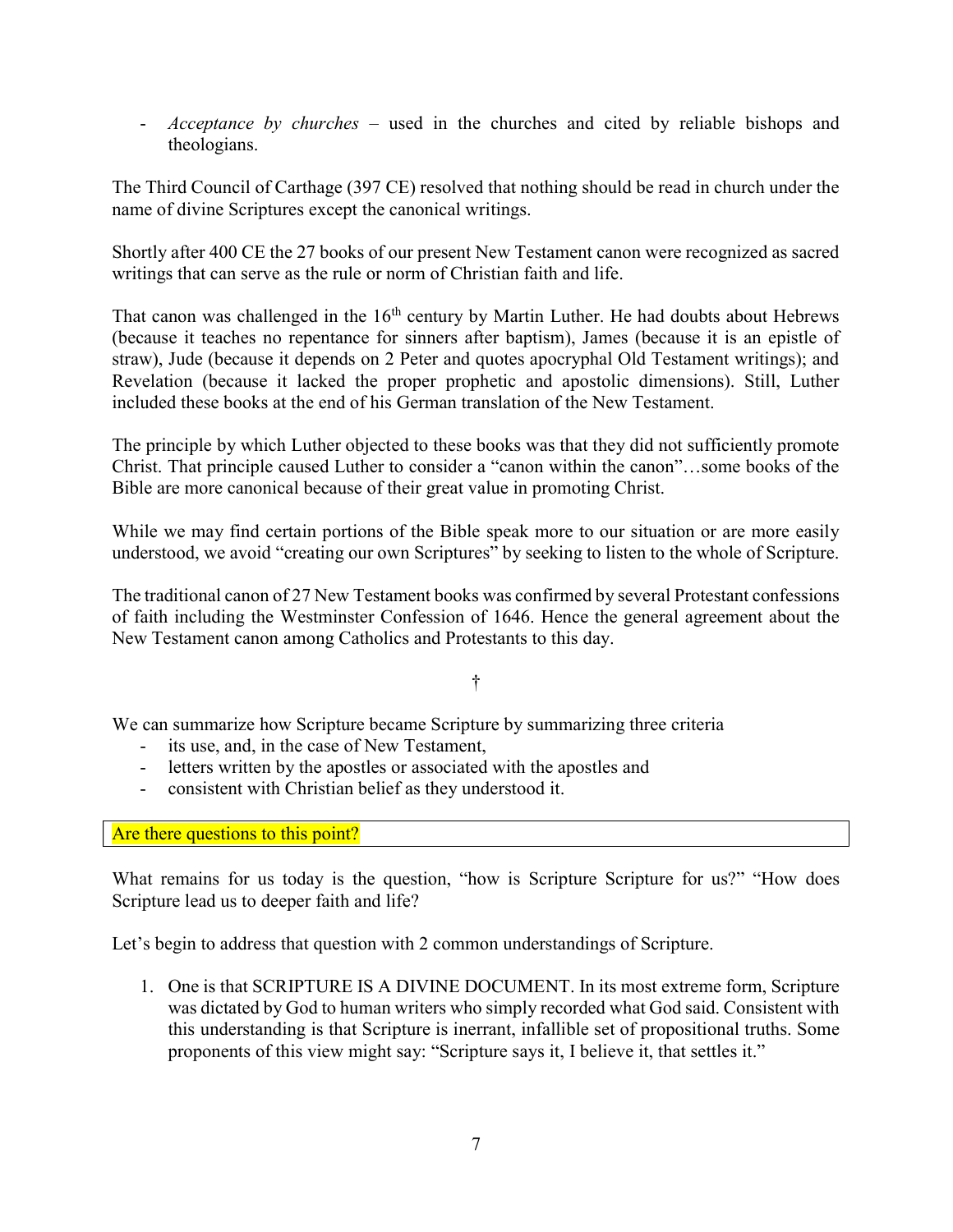- *Acceptance by churches* – used in the churches and cited by reliable bishops and theologians.

The Third Council of Carthage (397 CE) resolved that nothing should be read in church under the name of divine Scriptures except the canonical writings.

Shortly after 400 CE the 27 books of our present New Testament canon were recognized as sacred writings that can serve as the rule or norm of Christian faith and life.

That canon was challenged in the 16th century by Martin Luther. He had doubts about Hebrews (because it teaches no repentance for sinners after baptism), James (because it is an epistle of straw), Jude (because it depends on 2 Peter and quotes apocryphal Old Testament writings); and Revelation (because it lacked the proper prophetic and apostolic dimensions). Still, Luther included these books at the end of his German translation of the New Testament.

The principle by which Luther objected to these books was that they did not sufficiently promote Christ. That principle caused Luther to consider a "canon within the canon"…some books of the Bible are more canonical because of their great value in promoting Christ.

While we may find certain portions of the Bible speak more to our situation or are more easily understood, we avoid "creating our own Scriptures" by seeking to listen to the whole of Scripture.

The traditional canon of 27 New Testament books was confirmed by several Protestant confessions of faith including the Westminster Confession of 1646. Hence the general agreement about the New Testament canon among Catholics and Protestants to this day.

†

We can summarize how Scripture became Scripture by summarizing three criteria
- its use, and, in the case of New Testament,
- letters written by the apostles or associated with the apostles and
- consistent with Christian belief as they understood it.

Are there questions to this point?

What remains for us today is the question, "how is Scripture Scripture for us?" "How does Scripture lead us to deeper faith and life?

Let's begin to address that question with 2 common understandings of Scripture.

1. One is that SCRIPTURE IS A DIVINE DOCUMENT. In its most extreme form, Scripture was dictated by God to human writers who simply recorded what God said. Consistent with this understanding is that Scripture is inerrant, infallible set of propositional truths. Some proponents of this view might say: "Scripture says it, I believe it, that settles it."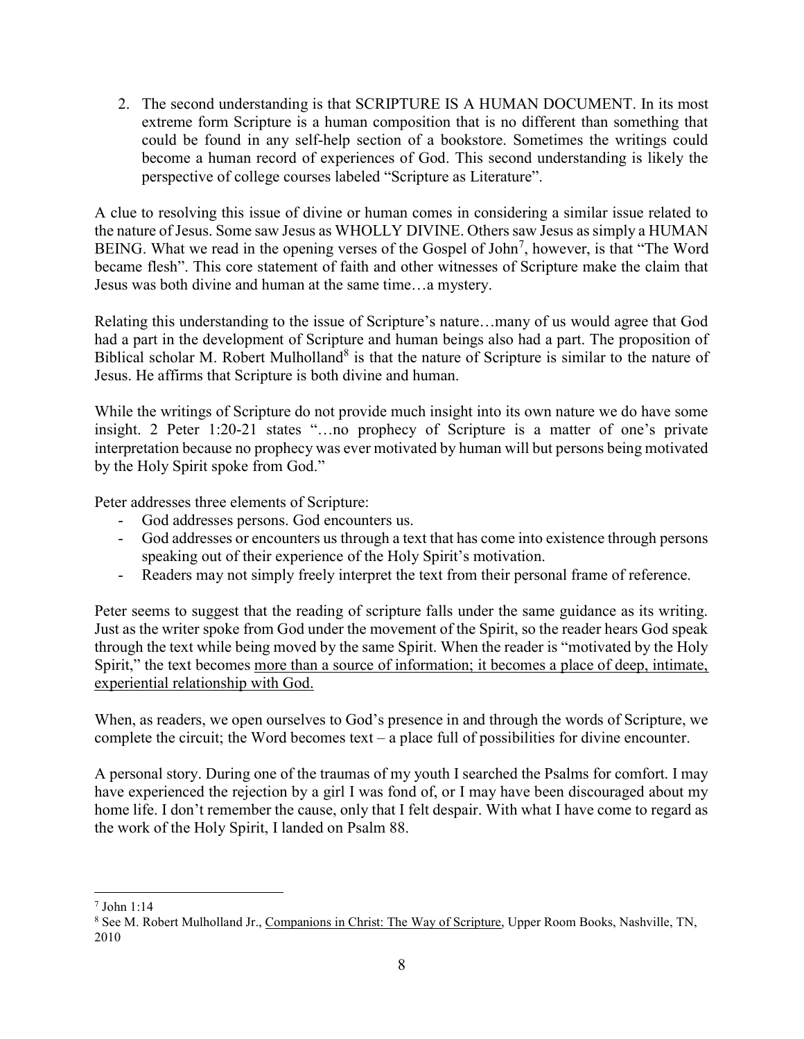2. The second understanding is that SCRIPTURE IS A HUMAN DOCUMENT. In its most extreme form Scripture is a human composition that is no different than something that could be found in any self-help section of a bookstore. Sometimes the writings could become a human record of experiences of God. This second understanding is likely the perspective of college courses labeled "Scripture as Literature".

A clue to resolving this issue of divine or human comes in considering a similar issue related to the nature of Jesus. Some saw Jesus as WHOLLY DIVINE. Others saw Jesus as simply a HUMAN BEING. What we read in the opening verses of the Gospel of John[7], however, is that "The Word became flesh". This core statement of faith and other witnesses of Scripture make the claim that Jesus was both divine and human at the same time…a mystery.

Relating this understanding to the issue of Scripture's nature…many of us would agree that God had a part in the development of Scripture and human beings also had a part. The proposition of Biblical scholar M. Robert Mulholland[8] is that the nature of Scripture is similar to the nature of Jesus. He affirms that Scripture is both divine and human.

While the writings of Scripture do not provide much insight into its own nature we do have some insight. 2 Peter 1:20-21 states "…no prophecy of Scripture is a matter of one's private interpretation because no prophecy was ever motivated by human will but persons being motivated by the Holy Spirit spoke from God."

Peter addresses three elements of Scripture:

- God addresses persons. God encounters us.
- God addresses or encounters us through a text that has come into existence through persons speaking out of their experience of the Holy Spirit's motivation.
- Readers may not simply freely interpret the text from their personal frame of reference.

Peter seems to suggest that the reading of scripture falls under the same guidance as its writing. Just as the writer spoke from God under the movement of the Spirit, so the reader hears God speak through the text while being moved by the same Spirit. When the reader is "motivated by the Holy Spirit," the text becomes <u>more than a source of information; it becomes a place of deep, intimate, experiential relationship with God.</u>

When, as readers, we open ourselves to God's presence in and through the words of Scripture, we complete the circuit; the Word becomes text – a place full of possibilities for divine encounter.

A personal story. During one of the traumas of my youth I searched the Psalms for comfort. I may have experienced the rejection by a girl I was fond of, or I may have been discouraged about my home life. I don't remember the cause, only that I felt despair. With what I have come to regard as the work of the Holy Spirit, I landed on Psalm 88.

---

[7] John 1:14

[8] See M. Robert Mulholland Jr., <u>Companions in Christ: The Way of Scripture</u>, Upper Room Books, Nashville, TN, 2010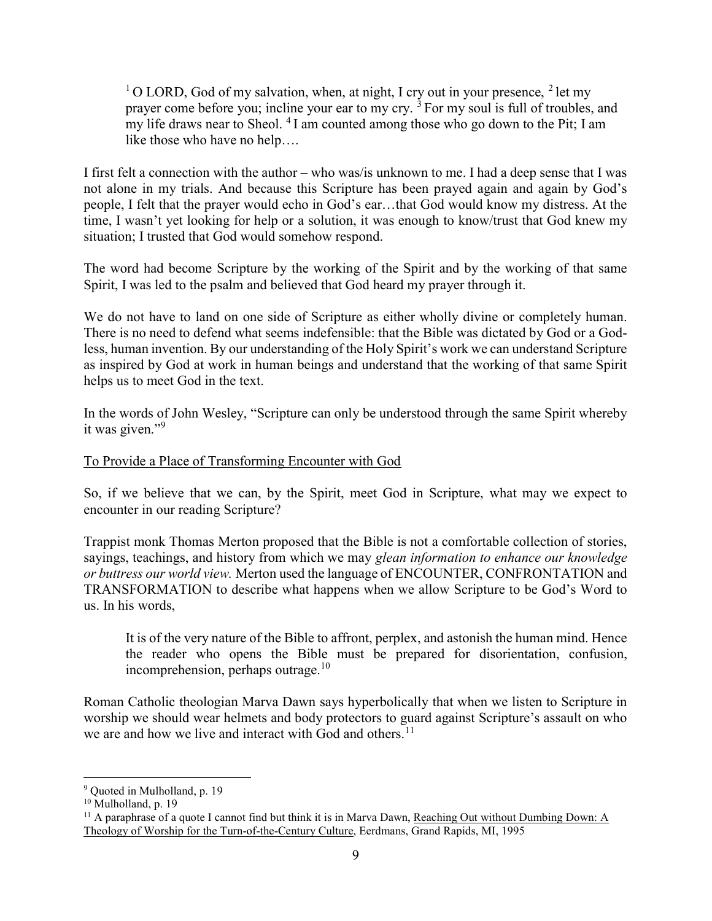> [1] O LORD, God of my salvation, when, at night, I cry out in your presence, [2] let my prayer come before you; incline your ear to my cry. [3] For my soul is full of troubles, and my life draws near to Sheol. [4] I am counted among those who go down to the Pit; I am like those who have no help….

I first felt a connection with the author – who was/is unknown to me. I had a deep sense that I was not alone in my trials. And because this Scripture has been prayed again and again by God's people, I felt that the prayer would echo in God's ear…that God would know my distress. At the time, I wasn't yet looking for help or a solution, it was enough to know/trust that God knew my situation; I trusted that God would somehow respond.

The word had become Scripture by the working of the Spirit and by the working of that same Spirit, I was led to the psalm and believed that God heard my prayer through it.

We do not have to land on one side of Scripture as either wholly divine or completely human. There is no need to defend what seems indefensible: that the Bible was dictated by God or a God-less, human invention. By our understanding of the Holy Spirit's work we can understand Scripture as inspired by God at work in human beings and understand that the working of that same Spirit helps us to meet God in the text.

In the words of John Wesley, "Scripture can only be understood through the same Spirit whereby it was given."[9]

<u>To Provide a Place of Transforming Encounter with God</u>

So, if we believe that we can, by the Spirit, meet God in Scripture, what may we expect to encounter in our reading Scripture?

Trappist monk Thomas Merton proposed that the Bible is not a comfortable collection of stories, sayings, teachings, and history from which we may *glean information to enhance our knowledge or buttress our world view.* Merton used the language of ENCOUNTER, CONFRONTATION and TRANSFORMATION to describe what happens when we allow Scripture to be God's Word to us. In his words,

> It is of the very nature of the Bible to affront, perplex, and astonish the human mind. Hence the reader who opens the Bible must be prepared for disorientation, confusion, incomprehension, perhaps outrage.[10]

Roman Catholic theologian Marva Dawn says hyperbolically that when we listen to Scripture in worship we should wear helmets and body protectors to guard against Scripture's assault on who we are and how we live and interact with God and others.[11]

---

[9] Quoted in Mulholland, p. 19

[10] Mulholland, p. 19

[11] A paraphrase of a quote I cannot find but think it is in Marva Dawn, <u>Reaching Out without Dumbing Down: A Theology of Worship for the Turn-of-the-Century Culture</u>, Eerdmans, Grand Rapids, MI, 1995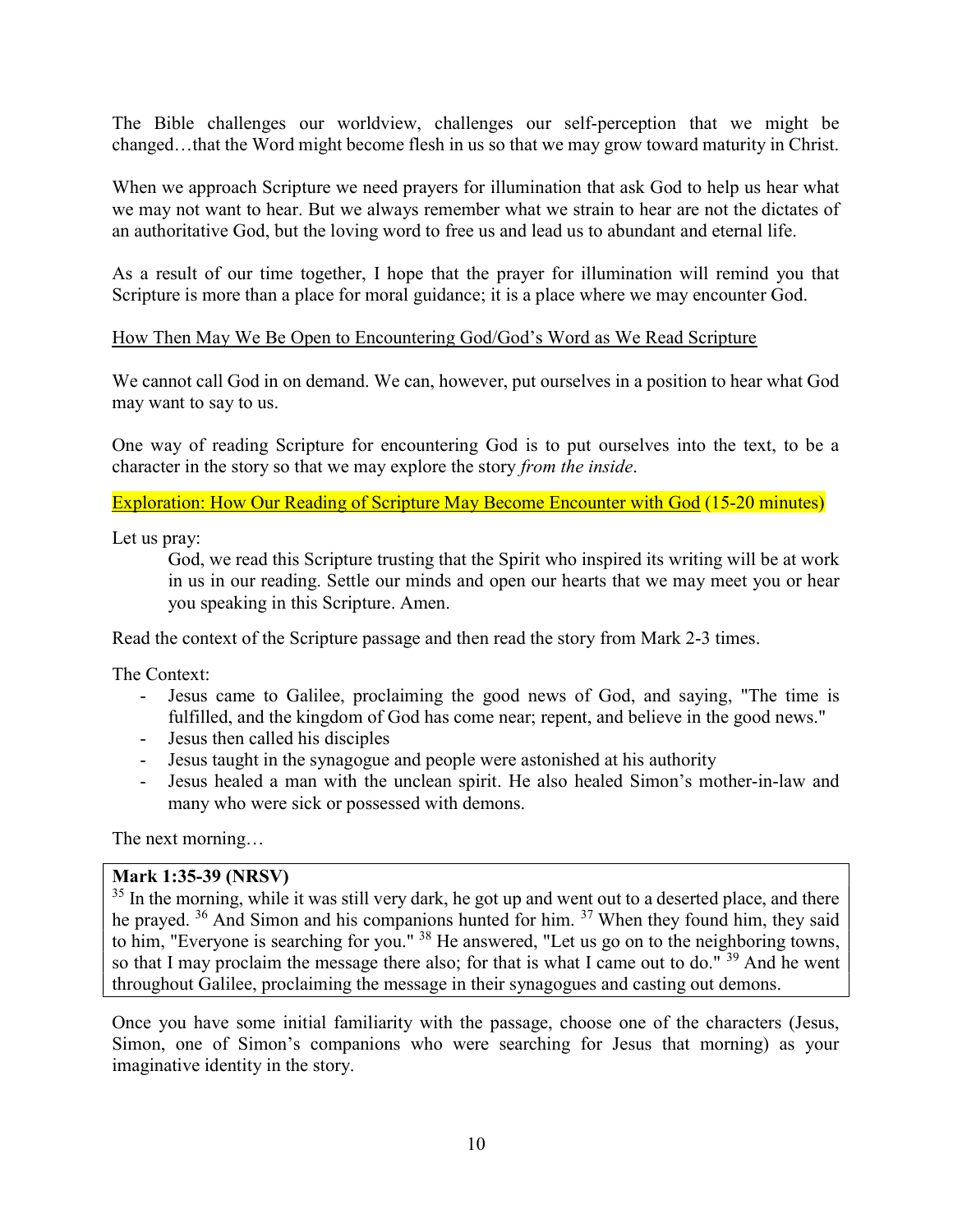The Bible challenges our worldview, challenges our self-perception that we might be changed…that the Word might become flesh in us so that we may grow toward maturity in Christ.

When we approach Scripture we need prayers for illumination that ask God to help us hear what we may not want to hear. But we always remember what we strain to hear are not the dictates of an authoritative God, but the loving word to free us and lead us to abundant and eternal life.

As a result of our time together, I hope that the prayer for illumination will remind you that Scripture is more than a place for moral guidance; it is a place where we may encounter God.

<u>How Then May We Be Open to Encountering God/God's Word as We Read Scripture</u>

We cannot call God in on demand. We can, however, put ourselves in a position to hear what God may want to say to us.

One way of reading Scripture for encountering God is to put ourselves into the text, to be a character in the story so that we may explore the story *from the inside*.

<u>Exploration: How Our Reading of Scripture May Become Encounter with God</u> (15-20 minutes)

Let us pray:

> God, we read this Scripture trusting that the Spirit who inspired its writing will be at work in us in our reading. Settle our minds and open our hearts that we may meet you or hear you speaking in this Scripture. Amen.

Read the context of the Scripture passage and then read the story from Mark 2-3 times.

The Context:

- Jesus came to Galilee, proclaiming the good news of God, and saying, "The time is fulfilled, and the kingdom of God has come near; repent, and believe in the good news."
- Jesus then called his disciples
- Jesus taught in the synagogue and people were astonished at his authority
- Jesus healed a man with the unclean spirit. He also healed Simon's mother-in-law and many who were sick or possessed with demons.

The next morning…

**Mark 1:35-39 (NRSV)**

35 In the morning, while it was still very dark, he got up and went out to a deserted place, and there he prayed. 36 And Simon and his companions hunted for him. 37 When they found him, they said to him, "Everyone is searching for you." 38 He answered, "Let us go on to the neighboring towns, so that I may proclaim the message there also; for that is what I came out to do." 39 And he went throughout Galilee, proclaiming the message in their synagogues and casting out demons.

Once you have some initial familiarity with the passage, choose one of the characters (Jesus, Simon, one of Simon's companions who were searching for Jesus that morning) as your imaginative identity in the story.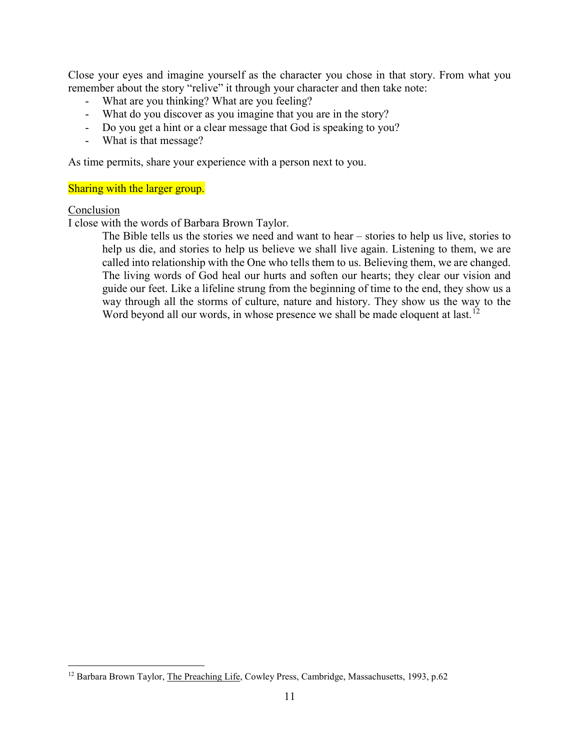Close your eyes and imagine yourself as the character you chose in that story. From what you remember about the story "relive" it through your character and then take note:

- What are you thinking? What are you feeling?
- What do you discover as you imagine that you are in the story?
- Do you get a hint or a clear message that God is speaking to you?
- What is that message?

As time permits, share your experience with a person next to you.

Sharing with the larger group.

Conclusion

I close with the words of Barbara Brown Taylor.

> The Bible tells us the stories we need and want to hear – stories to help us live, stories to help us die, and stories to help us believe we shall live again. Listening to them, we are called into relationship with the One who tells them to us. Believing them, we are changed. The living words of God heal our hurts and soften our hearts; they clear our vision and guide our feet. Like a lifeline strung from the beginning of time to the end, they show us a way through all the storms of culture, nature and history. They show us the way to the Word beyond all our words, in whose presence we shall be made eloquent at last.[12]

---

[12] Barbara Brown Taylor, The Preaching Life, Cowley Press, Cambridge, Massachusetts, 1993, p.62